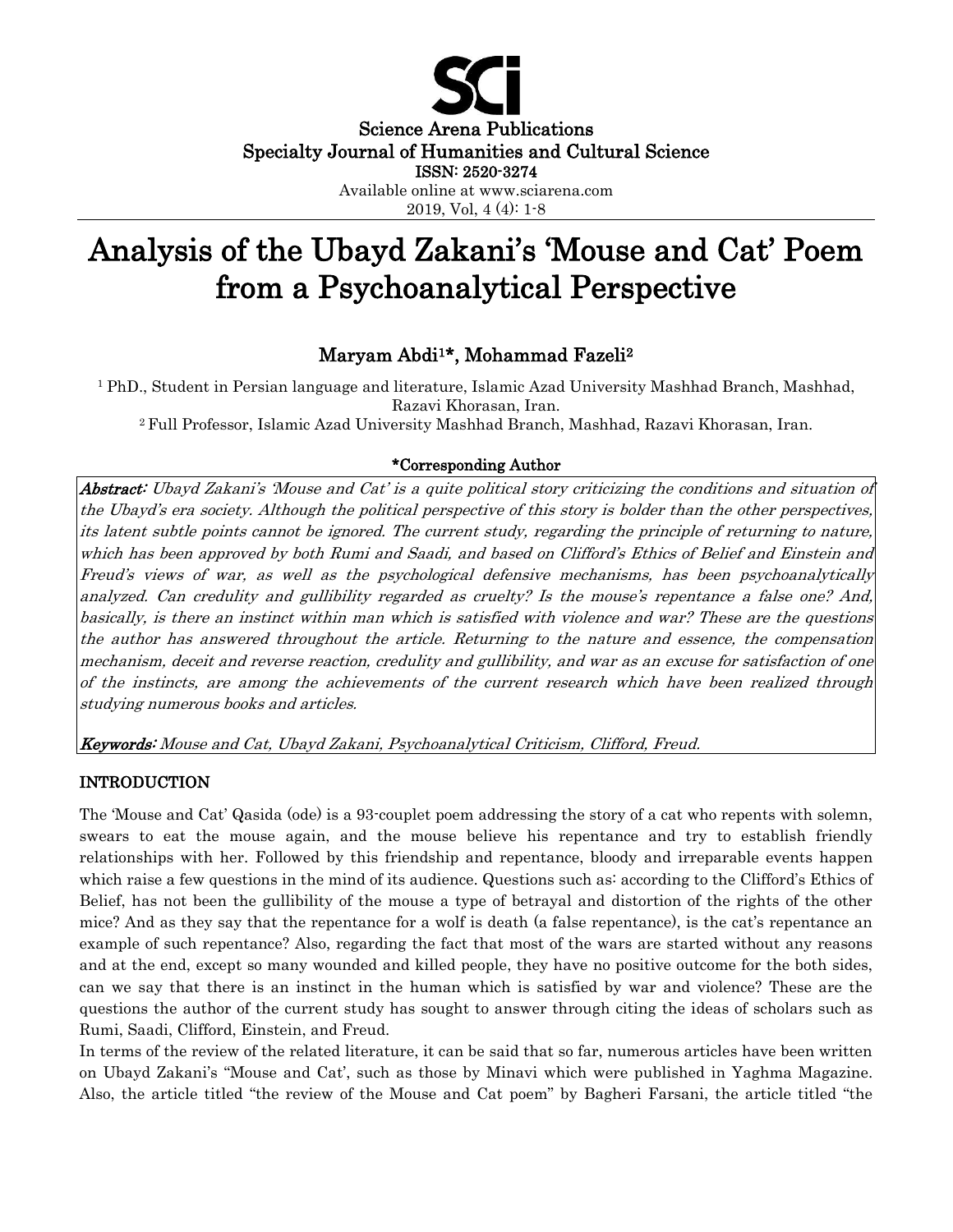Science Arena Publications
Specialty Journal of Humanities and Cultural Science
ISSN: 2520-3274
Available online at www.sciarena.com
2019, Vol, 4 (4): 1-8

# Analysis of the Ubayd Zakani's 'Mouse and Cat' Poem from a Psychoanalytical Perspective

**Maryam Abdi[1]*, Mohammad Fazeli[2]**

[1] PhD., Student in Persian language and literature, Islamic Azad University Mashhad Branch, Mashhad, Razavi Khorasan, Iran.

[2] Full Professor, Islamic Azad University Mashhad Branch, Mashhad, Razavi Khorasan, Iran.

**\*Corresponding Author**

***Abstract:*** *Ubayd Zakani's 'Mouse and Cat' is a quite political story criticizing the conditions and situation of the Ubayd's era society. Although the political perspective of this story is bolder than the other perspectives, its latent subtle points cannot be ignored. The current study, regarding the principle of returning to nature, which has been approved by both Rumi and Saadi, and based on Clifford's Ethics of Belief and Einstein and Freud's views of war, as well as the psychological defensive mechanisms, has been psychoanalytically analyzed. Can credulity and gullibility regarded as cruelty? Is the mouse's repentance a false one? And, basically, is there an instinct within man which is satisfied with violence and war? These are the questions the author has answered throughout the article. Returning to the nature and essence, the compensation mechanism, deceit and reverse reaction, credulity and gullibility, and war as an excuse for satisfaction of one of the instincts, are among the achievements of the current research which have been realized through studying numerous books and articles.*

***Keywords:*** *Mouse and Cat, Ubayd Zakani, Psychoanalytical Criticism, Clifford, Freud.*

## INTRODUCTION

The 'Mouse and Cat' Qasida (ode) is a 93-couplet poem addressing the story of a cat who repents with solemn, swears to eat the mouse again, and the mouse believe his repentance and try to establish friendly relationships with her. Followed by this friendship and repentance, bloody and irreparable events happen which raise a few questions in the mind of its audience. Questions such as: according to the Clifford's Ethics of Belief, has not been the gullibility of the mouse a type of betrayal and distortion of the rights of the other mice? And as they say that the repentance for a wolf is death (a false repentance), is the cat's repentance an example of such repentance? Also, regarding the fact that most of the wars are started without any reasons and at the end, except so many wounded and killed people, they have no positive outcome for the both sides, can we say that there is an instinct in the human which is satisfied by war and violence? These are the questions the author of the current study has sought to answer through citing the ideas of scholars such as Rumi, Saadi, Clifford, Einstein, and Freud.

In terms of the review of the related literature, it can be said that so far, numerous articles have been written on Ubayd Zakani's "Mouse and Cat', such as those by Minavi which were published in Yaghma Magazine. Also, the article titled "the review of the Mouse and Cat poem" by Bagheri Farsani, the article titled "the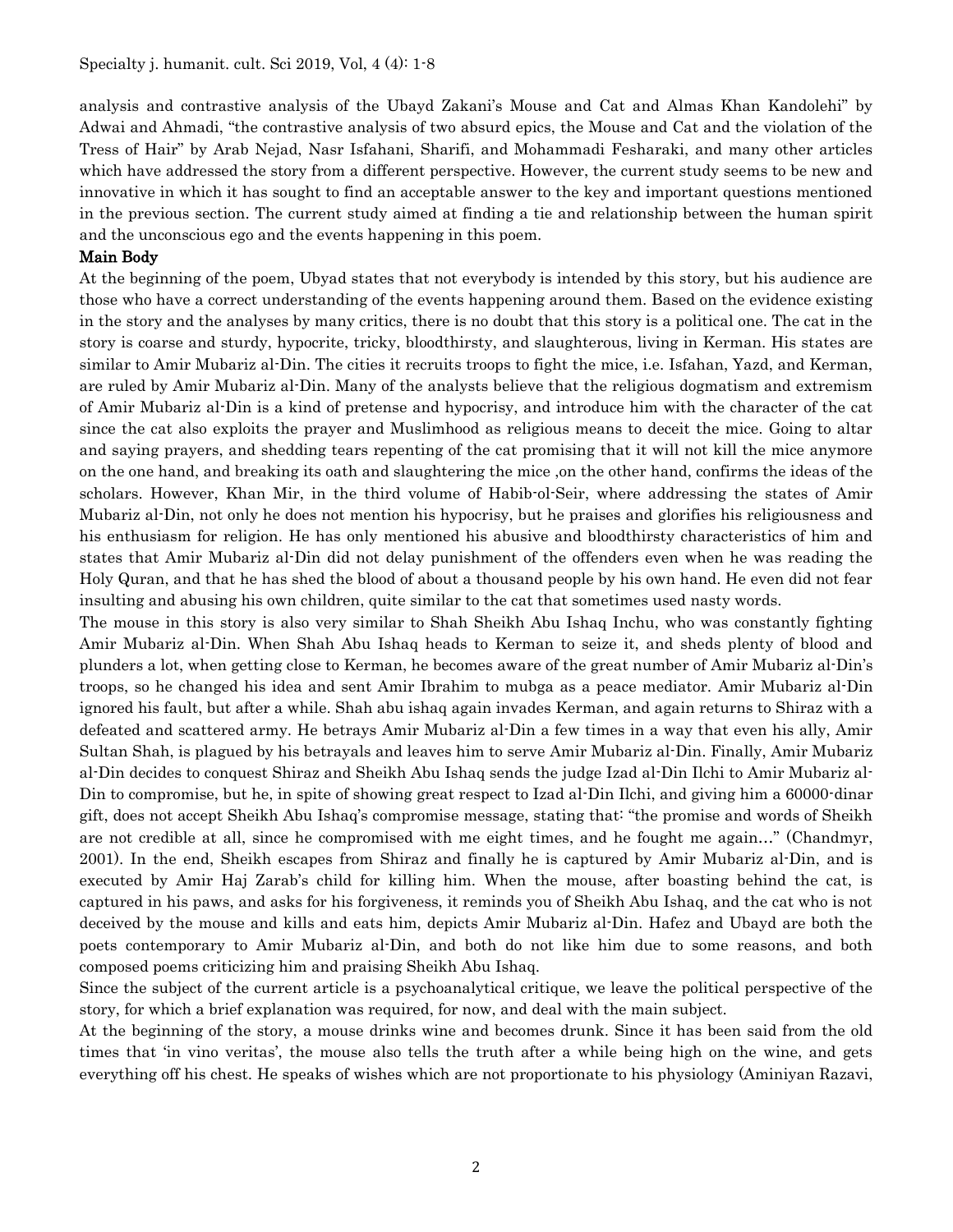analysis and contrastive analysis of the Ubayd Zakani's Mouse and Cat and Almas Khan Kandolehi" by Adwai and Ahmadi, "the contrastive analysis of two absurd epics, the Mouse and Cat and the violation of the Tress of Hair" by Arab Nejad, Nasr Isfahani, Sharifi, and Mohammadi Fesharaki, and many other articles which have addressed the story from a different perspective. However, the current study seems to be new and innovative in which it has sought to find an acceptable answer to the key and important questions mentioned in the previous section. The current study aimed at finding a tie and relationship between the human spirit and the unconscious ego and the events happening in this poem.

## Main Body

At the beginning of the poem, Ubyad states that not everybody is intended by this story, but his audience are those who have a correct understanding of the events happening around them. Based on the evidence existing in the story and the analyses by many critics, there is no doubt that this story is a political one. The cat in the story is coarse and sturdy, hypocrite, tricky, bloodthirsty, and slaughterous, living in Kerman. His states are similar to Amir Mubariz al-Din. The cities it recruits troops to fight the mice, i.e. Isfahan, Yazd, and Kerman, are ruled by Amir Mubariz al-Din. Many of the analysts believe that the religious dogmatism and extremism of Amir Mubariz al-Din is a kind of pretense and hypocrisy, and introduce him with the character of the cat since the cat also exploits the prayer and Muslimhood as religious means to deceit the mice. Going to altar and saying prayers, and shedding tears repenting of the cat promising that it will not kill the mice anymore on the one hand, and breaking its oath and slaughtering the mice ,on the other hand, confirms the ideas of the scholars. However, Khan Mir, in the third volume of Habib-ol-Seir, where addressing the states of Amir Mubariz al-Din, not only he does not mention his hypocrisy, but he praises and glorifies his religiousness and his enthusiasm for religion. He has only mentioned his abusive and bloodthirsty characteristics of him and states that Amir Mubariz al-Din did not delay punishment of the offenders even when he was reading the Holy Quran, and that he has shed the blood of about a thousand people by his own hand. He even did not fear insulting and abusing his own children, quite similar to the cat that sometimes used nasty words.

The mouse in this story is also very similar to Shah Sheikh Abu Ishaq Inchu, who was constantly fighting Amir Mubariz al-Din. When Shah Abu Ishaq heads to Kerman to seize it, and sheds plenty of blood and plunders a lot, when getting close to Kerman, he becomes aware of the great number of Amir Mubariz al-Din's troops, so he changed his idea and sent Amir Ibrahim to mubga as a peace mediator. Amir Mubariz al-Din ignored his fault, but after a while. Shah abu ishaq again invades Kerman, and again returns to Shiraz with a defeated and scattered army. He betrays Amir Mubariz al-Din a few times in a way that even his ally, Amir Sultan Shah, is plagued by his betrayals and leaves him to serve Amir Mubariz al-Din. Finally, Amir Mubariz al-Din decides to conquest Shiraz and Sheikh Abu Ishaq sends the judge Izad al-Din Ilchi to Amir Mubariz al-Din to compromise, but he, in spite of showing great respect to Izad al-Din Ilchi, and giving him a 60000-dinar gift, does not accept Sheikh Abu Ishaq's compromise message, stating that: "the promise and words of Sheikh are not credible at all, since he compromised with me eight times, and he fought me again…" (Chandmyr, 2001). In the end, Sheikh escapes from Shiraz and finally he is captured by Amir Mubariz al-Din, and is executed by Amir Haj Zarab's child for killing him. When the mouse, after boasting behind the cat, is captured in his paws, and asks for his forgiveness, it reminds you of Sheikh Abu Ishaq, and the cat who is not deceived by the mouse and kills and eats him, depicts Amir Mubariz al-Din. Hafez and Ubayd are both the poets contemporary to Amir Mubariz al-Din, and both do not like him due to some reasons, and both composed poems criticizing him and praising Sheikh Abu Ishaq.

Since the subject of the current article is a psychoanalytical critique, we leave the political perspective of the story, for which a brief explanation was required, for now, and deal with the main subject.

At the beginning of the story, a mouse drinks wine and becomes drunk. Since it has been said from the old times that 'in vino veritas', the mouse also tells the truth after a while being high on the wine, and gets everything off his chest. He speaks of wishes which are not proportionate to his physiology (Aminiyan Razavi,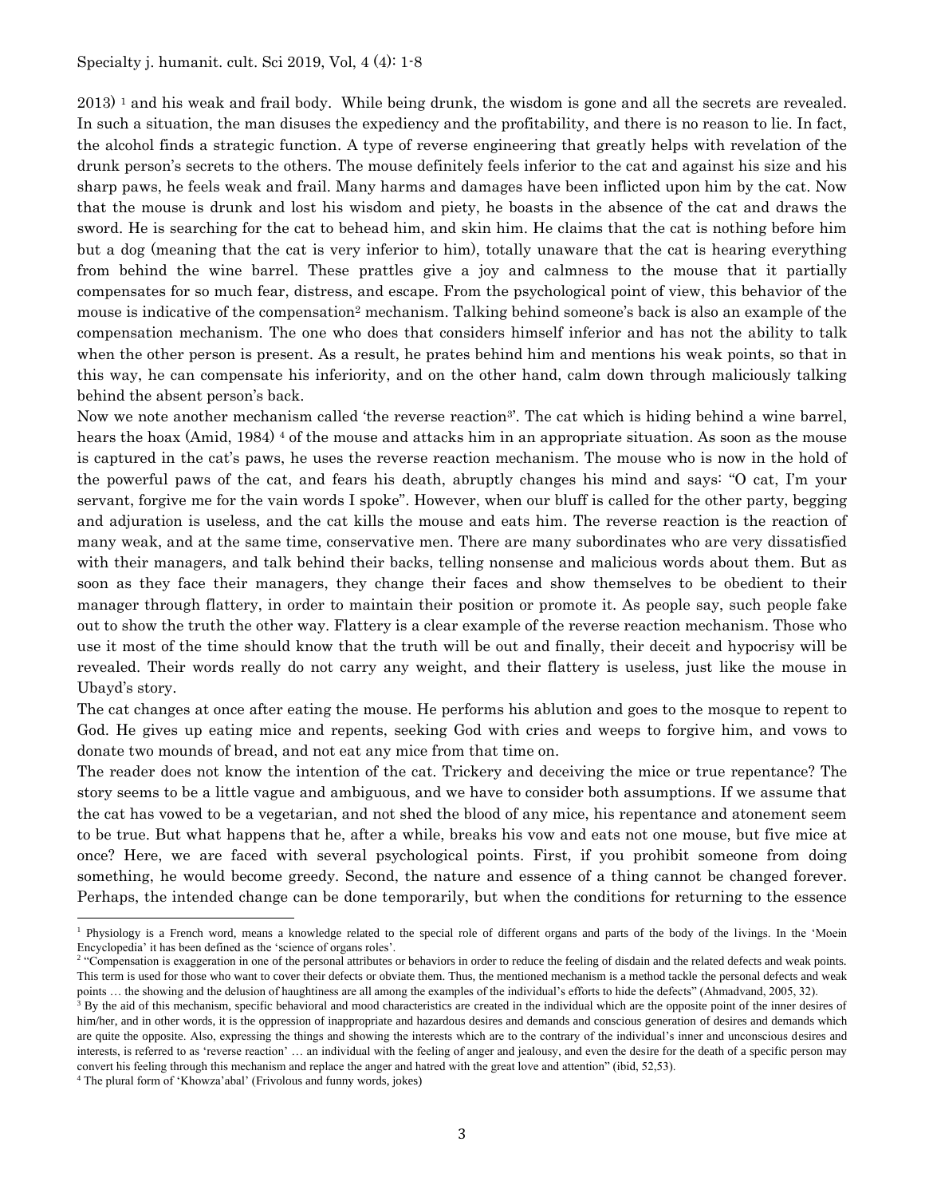2013) [1] and his weak and frail body. While being drunk, the wisdom is gone and all the secrets are revealed. In such a situation, the man disuses the expediency and the profitability, and there is no reason to lie. In fact, the alcohol finds a strategic function. A type of reverse engineering that greatly helps with revelation of the drunk person's secrets to the others. The mouse definitely feels inferior to the cat and against his size and his sharp paws, he feels weak and frail. Many harms and damages have been inflicted upon him by the cat. Now that the mouse is drunk and lost his wisdom and piety, he boasts in the absence of the cat and draws the sword. He is searching for the cat to behead him, and skin him. He claims that the cat is nothing before him but a dog (meaning that the cat is very inferior to him), totally unaware that the cat is hearing everything from behind the wine barrel. These prattles give a joy and calmness to the mouse that it partially compensates for so much fear, distress, and escape. From the psychological point of view, this behavior of the mouse is indicative of the compensation[2] mechanism. Talking behind someone's back is also an example of the compensation mechanism. The one who does that considers himself inferior and has not the ability to talk when the other person is present. As a result, he prates behind him and mentions his weak points, so that in this way, he can compensate his inferiority, and on the other hand, calm down through maliciously talking behind the absent person's back.

Now we note another mechanism called 'the reverse reaction[3]'. The cat which is hiding behind a wine barrel, hears the hoax (Amid, 1984) [4] of the mouse and attacks him in an appropriate situation. As soon as the mouse is captured in the cat's paws, he uses the reverse reaction mechanism. The mouse who is now in the hold of the powerful paws of the cat, and fears his death, abruptly changes his mind and says: "O cat, I'm your servant, forgive me for the vain words I spoke". However, when our bluff is called for the other party, begging and adjuration is useless, and the cat kills the mouse and eats him. The reverse reaction is the reaction of many weak, and at the same time, conservative men. There are many subordinates who are very dissatisfied with their managers, and talk behind their backs, telling nonsense and malicious words about them. But as soon as they face their managers, they change their faces and show themselves to be obedient to their manager through flattery, in order to maintain their position or promote it. As people say, such people fake out to show the truth the other way. Flattery is a clear example of the reverse reaction mechanism. Those who use it most of the time should know that the truth will be out and finally, their deceit and hypocrisy will be revealed. Their words really do not carry any weight, and their flattery is useless, just like the mouse in Ubayd's story.

The cat changes at once after eating the mouse. He performs his ablution and goes to the mosque to repent to God. He gives up eating mice and repents, seeking God with cries and weeps to forgive him, and vows to donate two mounds of bread, and not eat any mice from that time on.

The reader does not know the intention of the cat. Trickery and deceiving the mice or true repentance? The story seems to be a little vague and ambiguous, and we have to consider both assumptions. If we assume that the cat has vowed to be a vegetarian, and not shed the blood of any mice, his repentance and atonement seem to be true. But what happens that he, after a while, breaks his vow and eats not one mouse, but five mice at once? Here, we are faced with several psychological points. First, if you prohibit someone from doing something, he would become greedy. Second, the nature and essence of a thing cannot be changed forever. Perhaps, the intended change can be done temporarily, but when the conditions for returning to the essence

---

[1] Physiology is a French word, means a knowledge related to the special role of different organs and parts of the body of the livings. In the 'Moein Encyclopedia' it has been defined as the 'science of organs roles'.

[2] "Compensation is exaggeration in one of the personal attributes or behaviors in order to reduce the feeling of disdain and the related defects and weak points. This term is used for those who want to cover their defects or obviate them. Thus, the mentioned mechanism is a method tackle the personal defects and weak points … the showing and the delusion of haughtiness are all among the examples of the individual's efforts to hide the defects" (Ahmadvand, 2005, 32).

[3] By the aid of this mechanism, specific behavioral and mood characteristics are created in the individual which are the opposite point of the inner desires of him/her, and in other words, it is the oppression of inappropriate and hazardous desires and demands and conscious generation of desires and demands which are quite the opposite. Also, expressing the things and showing the interests which are to the contrary of the individual's inner and unconscious desires and interests, is referred to as 'reverse reaction' … an individual with the feeling of anger and jealousy, and even the desire for the death of a specific person may convert his feeling through this mechanism and replace the anger and hatred with the great love and attention" (ibid, 52,53).

[4] The plural form of 'Khowza'abal' (Frivolous and funny words, jokes)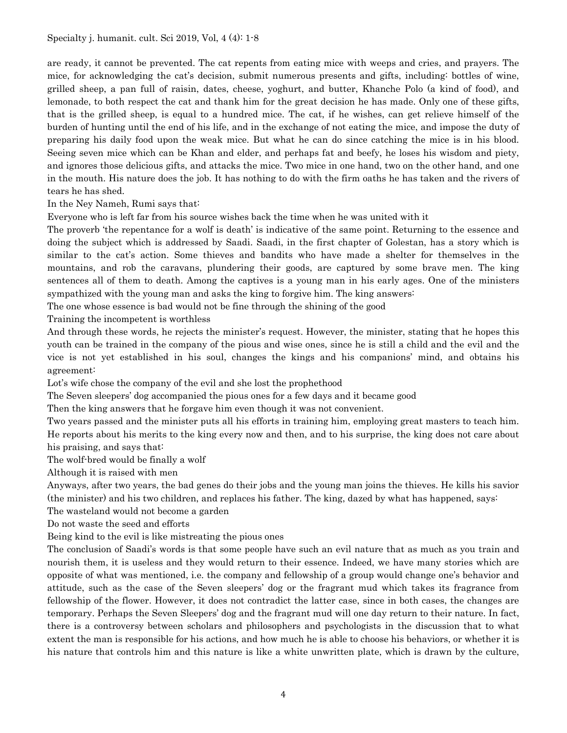are ready, it cannot be prevented. The cat repents from eating mice with weeps and cries, and prayers. The mice, for acknowledging the cat's decision, submit numerous presents and gifts, including: bottles of wine, grilled sheep, a pan full of raisin, dates, cheese, yoghurt, and butter, Khanche Polo (a kind of food), and lemonade, to both respect the cat and thank him for the great decision he has made. Only one of these gifts, that is the grilled sheep, is equal to a hundred mice. The cat, if he wishes, can get relieve himself of the burden of hunting until the end of his life, and in the exchange of not eating the mice, and impose the duty of preparing his daily food upon the weak mice. But what he can do since catching the mice is in his blood. Seeing seven mice which can be Khan and elder, and perhaps fat and beefy, he loses his wisdom and piety, and ignores those delicious gifts, and attacks the mice. Two mice in one hand, two on the other hand, and one in the mouth. His nature does the job. It has nothing to do with the firm oaths he has taken and the rivers of tears he has shed.

In the Ney Nameh, Rumi says that:

Everyone who is left far from his source wishes back the time when he was united with it

The proverb 'the repentance for a wolf is death' is indicative of the same point. Returning to the essence and doing the subject which is addressed by Saadi. Saadi, in the first chapter of Golestan, has a story which is similar to the cat's action. Some thieves and bandits who have made a shelter for themselves in the mountains, and rob the caravans, plundering their goods, are captured by some brave men. The king sentences all of them to death. Among the captives is a young man in his early ages. One of the ministers sympathized with the young man and asks the king to forgive him. The king answers:

The one whose essence is bad would not be fine through the shining of the good

Training the incompetent is worthless

And through these words, he rejects the minister's request. However, the minister, stating that he hopes this youth can be trained in the company of the pious and wise ones, since he is still a child and the evil and the vice is not yet established in his soul, changes the kings and his companions' mind, and obtains his agreement:

Lot's wife chose the company of the evil and she lost the prophethood

The Seven sleepers' dog accompanied the pious ones for a few days and it became good

Then the king answers that he forgave him even though it was not convenient.

Two years passed and the minister puts all his efforts in training him, employing great masters to teach him. He reports about his merits to the king every now and then, and to his surprise, the king does not care about his praising, and says that:

The wolf-bred would be finally a wolf

Although it is raised with men

Anyways, after two years, the bad genes do their jobs and the young man joins the thieves. He kills his savior (the minister) and his two children, and replaces his father. The king, dazed by what has happened, says:

The wasteland would not become a garden

Do not waste the seed and efforts

Being kind to the evil is like mistreating the pious ones

The conclusion of Saadi's words is that some people have such an evil nature that as much as you train and nourish them, it is useless and they would return to their essence. Indeed, we have many stories which are opposite of what was mentioned, i.e. the company and fellowship of a group would change one's behavior and attitude, such as the case of the Seven sleepers' dog or the fragrant mud which takes its fragrance from fellowship of the flower. However, it does not contradict the latter case, since in both cases, the changes are temporary. Perhaps the Seven Sleepers' dog and the fragrant mud will one day return to their nature. In fact, there is a controversy between scholars and philosophers and psychologists in the discussion that to what extent the man is responsible for his actions, and how much he is able to choose his behaviors, or whether it is his nature that controls him and this nature is like a white unwritten plate, which is drawn by the culture,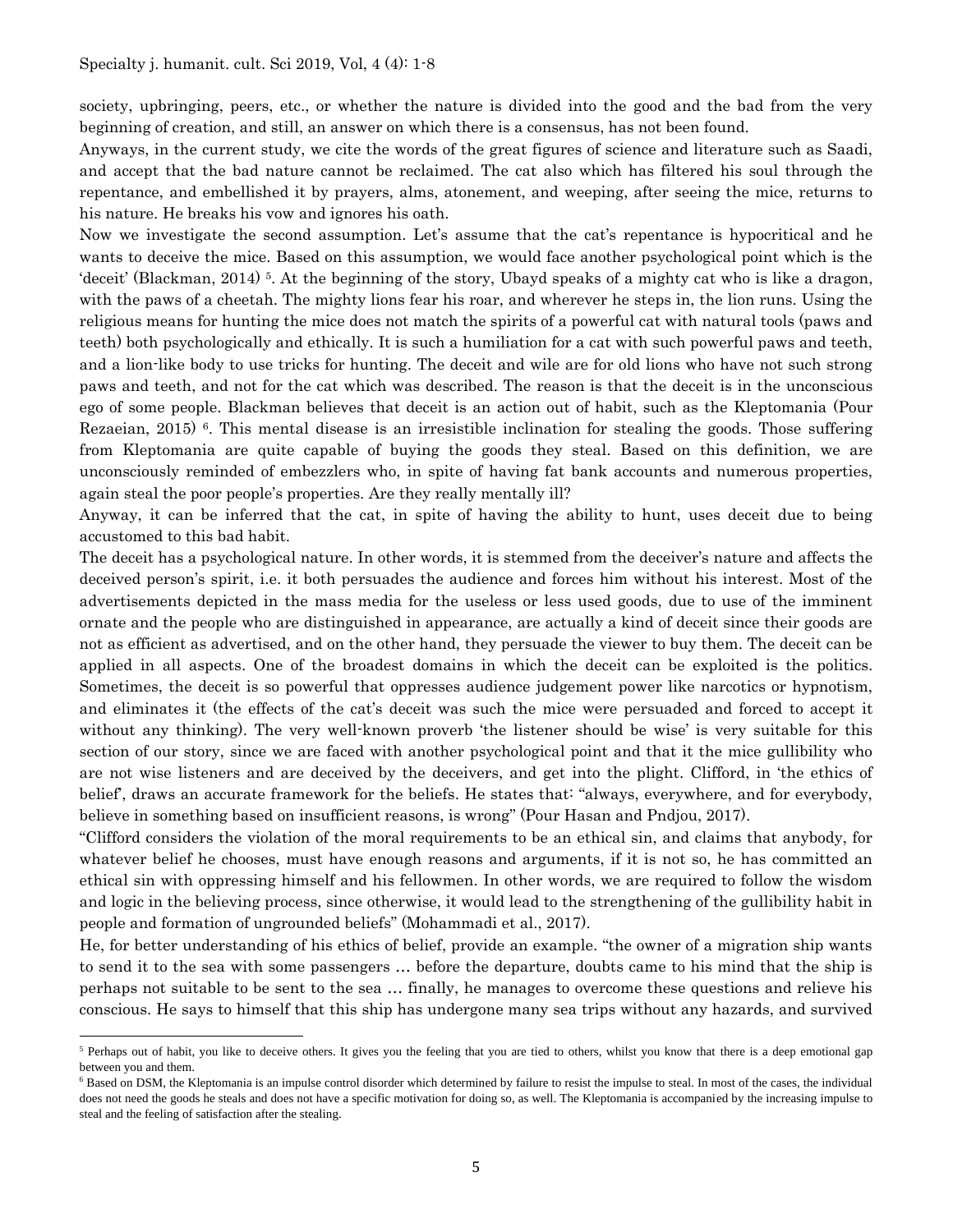society, upbringing, peers, etc., or whether the nature is divided into the good and the bad from the very beginning of creation, and still, an answer on which there is a consensus, has not been found.

Anyways, in the current study, we cite the words of the great figures of science and literature such as Saadi, and accept that the bad nature cannot be reclaimed. The cat also which has filtered his soul through the repentance, and embellished it by prayers, alms, atonement, and weeping, after seeing the mice, returns to his nature. He breaks his vow and ignores his oath.

Now we investigate the second assumption. Let's assume that the cat's repentance is hypocritical and he wants to deceive the mice. Based on this assumption, we would face another psychological point which is the 'deceit' (Blackman, 2014) [5]. At the beginning of the story, Ubayd speaks of a mighty cat who is like a dragon, with the paws of a cheetah. The mighty lions fear his roar, and wherever he steps in, the lion runs. Using the religious means for hunting the mice does not match the spirits of a powerful cat with natural tools (paws and teeth) both psychologically and ethically. It is such a humiliation for a cat with such powerful paws and teeth, and a lion-like body to use tricks for hunting. The deceit and wile are for old lions who have not such strong paws and teeth, and not for the cat which was described. The reason is that the deceit is in the unconscious ego of some people. Blackman believes that deceit is an action out of habit, such as the Kleptomania (Pour Rezaeian, 2015) [6]. This mental disease is an irresistible inclination for stealing the goods. Those suffering from Kleptomania are quite capable of buying the goods they steal. Based on this definition, we are unconsciously reminded of embezzlers who, in spite of having fat bank accounts and numerous properties, again steal the poor people's properties. Are they really mentally ill?

Anyway, it can be inferred that the cat, in spite of having the ability to hunt, uses deceit due to being accustomed to this bad habit.

The deceit has a psychological nature. In other words, it is stemmed from the deceiver's nature and affects the deceived person's spirit, i.e. it both persuades the audience and forces him without his interest. Most of the advertisements depicted in the mass media for the useless or less used goods, due to use of the imminent ornate and the people who are distinguished in appearance, are actually a kind of deceit since their goods are not as efficient as advertised, and on the other hand, they persuade the viewer to buy them. The deceit can be applied in all aspects. One of the broadest domains in which the deceit can be exploited is the politics. Sometimes, the deceit is so powerful that oppresses audience judgement power like narcotics or hypnotism, and eliminates it (the effects of the cat's deceit was such the mice were persuaded and forced to accept it without any thinking). The very well-known proverb 'the listener should be wise' is very suitable for this section of our story, since we are faced with another psychological point and that it the mice gullibility who are not wise listeners and are deceived by the deceivers, and get into the plight. Clifford, in 'the ethics of belief', draws an accurate framework for the beliefs. He states that: "always, everywhere, and for everybody, believe in something based on insufficient reasons, is wrong" (Pour Hasan and Pndjou, 2017).

"Clifford considers the violation of the moral requirements to be an ethical sin, and claims that anybody, for whatever belief he chooses, must have enough reasons and arguments, if it is not so, he has committed an ethical sin with oppressing himself and his fellowmen. In other words, we are required to follow the wisdom and logic in the believing process, since otherwise, it would lead to the strengthening of the gullibility habit in people and formation of ungrounded beliefs" (Mohammadi et al., 2017).

He, for better understanding of his ethics of belief, provide an example. "the owner of a migration ship wants to send it to the sea with some passengers … before the departure, doubts came to his mind that the ship is perhaps not suitable to be sent to the sea … finally, he manages to overcome these questions and relieve his conscious. He says to himself that this ship has undergone many sea trips without any hazards, and survived

---

[5] Perhaps out of habit, you like to deceive others. It gives you the feeling that you are tied to others, whilst you know that there is a deep emotional gap between you and them.

[6] Based on DSM, the Kleptomania is an impulse control disorder which determined by failure to resist the impulse to steal. In most of the cases, the individual does not need the goods he steals and does not have a specific motivation for doing so, as well. The Kleptomania is accompanied by the increasing impulse to steal and the feeling of satisfaction after the stealing.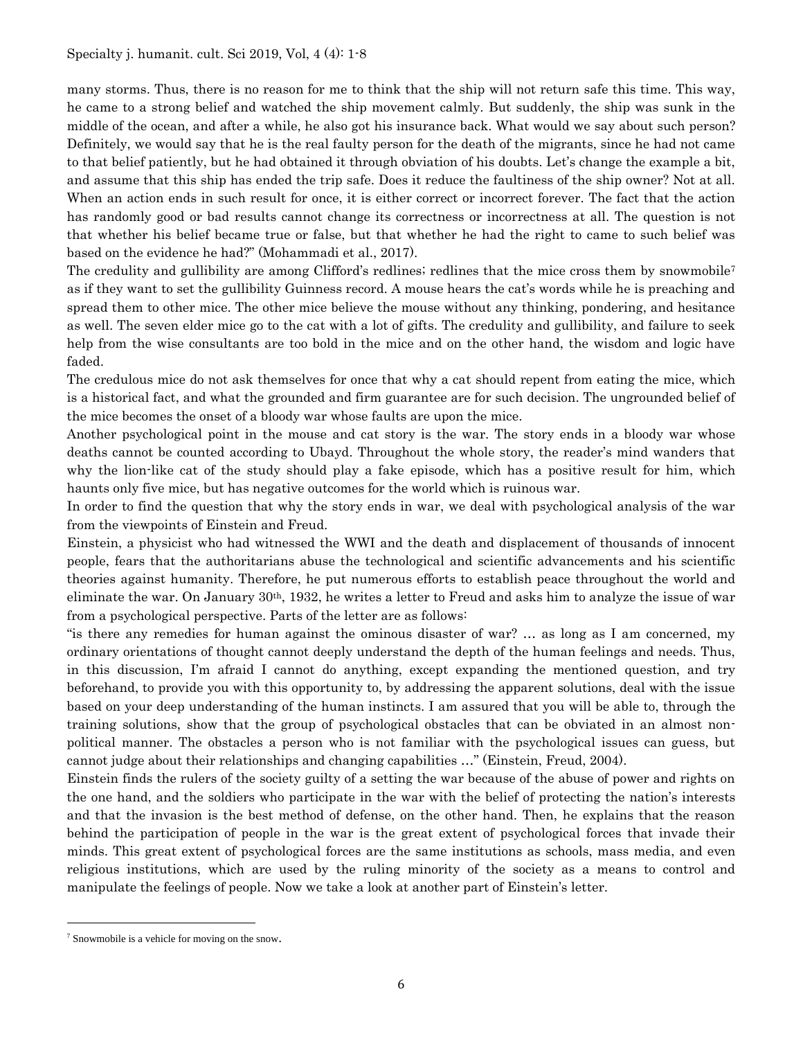many storms. Thus, there is no reason for me to think that the ship will not return safe this time. This way, he came to a strong belief and watched the ship movement calmly. But suddenly, the ship was sunk in the middle of the ocean, and after a while, he also got his insurance back. What would we say about such person? Definitely, we would say that he is the real faulty person for the death of the migrants, since he had not came to that belief patiently, but he had obtained it through obviation of his doubts. Let's change the example a bit, and assume that this ship has ended the trip safe. Does it reduce the faultiness of the ship owner? Not at all. When an action ends in such result for once, it is either correct or incorrect forever. The fact that the action has randomly good or bad results cannot change its correctness or incorrectness at all. The question is not that whether his belief became true or false, but that whether he had the right to came to such belief was based on the evidence he had?" (Mohammadi et al., 2017).

The credulity and gullibility are among Clifford's redlines; redlines that the mice cross them by snowmobile[7] as if they want to set the gullibility Guinness record. A mouse hears the cat's words while he is preaching and spread them to other mice. The other mice believe the mouse without any thinking, pondering, and hesitance as well. The seven elder mice go to the cat with a lot of gifts. The credulity and gullibility, and failure to seek help from the wise consultants are too bold in the mice and on the other hand, the wisdom and logic have faded.

The credulous mice do not ask themselves for once that why a cat should repent from eating the mice, which is a historical fact, and what the grounded and firm guarantee are for such decision. The ungrounded belief of the mice becomes the onset of a bloody war whose faults are upon the mice.

Another psychological point in the mouse and cat story is the war. The story ends in a bloody war whose deaths cannot be counted according to Ubayd. Throughout the whole story, the reader's mind wanders that why the lion-like cat of the study should play a fake episode, which has a positive result for him, which haunts only five mice, but has negative outcomes for the world which is ruinous war.

In order to find the question that why the story ends in war, we deal with psychological analysis of the war from the viewpoints of Einstein and Freud.

Einstein, a physicist who had witnessed the WWI and the death and displacement of thousands of innocent people, fears that the authoritarians abuse the technological and scientific advancements and his scientific theories against humanity. Therefore, he put numerous efforts to establish peace throughout the world and eliminate the war. On January 30th, 1932, he writes a letter to Freud and asks him to analyze the issue of war from a psychological perspective. Parts of the letter are as follows:

"is there any remedies for human against the ominous disaster of war? … as long as I am concerned, my ordinary orientations of thought cannot deeply understand the depth of the human feelings and needs. Thus, in this discussion, I'm afraid I cannot do anything, except expanding the mentioned question, and try beforehand, to provide you with this opportunity to, by addressing the apparent solutions, deal with the issue based on your deep understanding of the human instincts. I am assured that you will be able to, through the training solutions, show that the group of psychological obstacles that can be obviated in an almost non-political manner. The obstacles a person who is not familiar with the psychological issues can guess, but cannot judge about their relationships and changing capabilities …" (Einstein, Freud, 2004).

Einstein finds the rulers of the society guilty of a setting the war because of the abuse of power and rights on the one hand, and the soldiers who participate in the war with the belief of protecting the nation's interests and that the invasion is the best method of defense, on the other hand. Then, he explains that the reason behind the participation of people in the war is the great extent of psychological forces that invade their minds. This great extent of psychological forces are the same institutions as schools, mass media, and even religious institutions, which are used by the ruling minority of the society as a means to control and manipulate the feelings of people. Now we take a look at another part of Einstein's letter.

[7] Snowmobile is a vehicle for moving on the snow.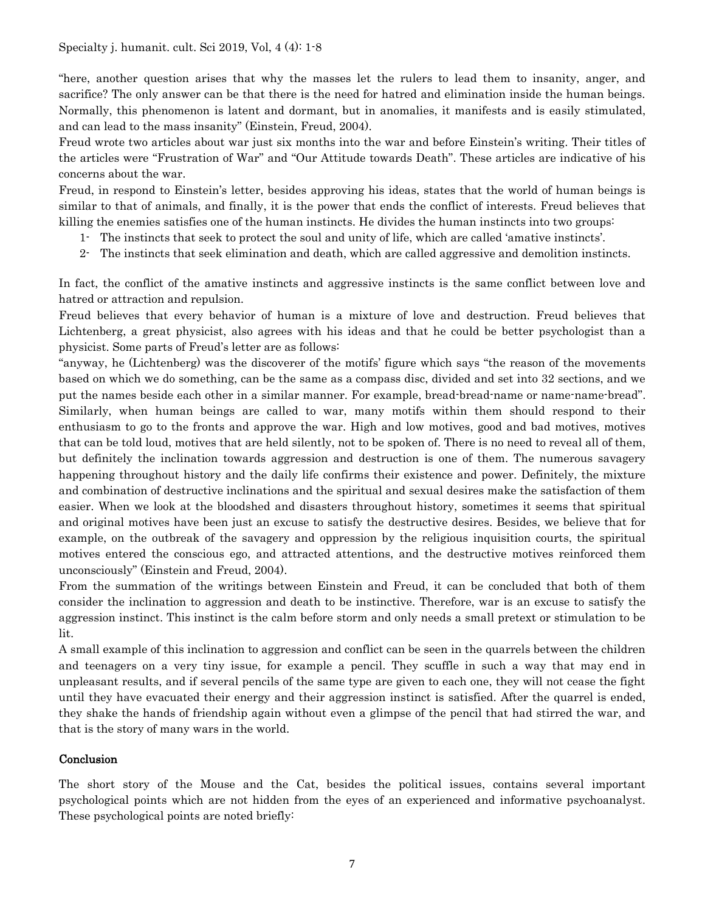"here, another question arises that why the masses let the rulers to lead them to insanity, anger, and sacrifice? The only answer can be that there is the need for hatred and elimination inside the human beings. Normally, this phenomenon is latent and dormant, but in anomalies, it manifests and is easily stimulated, and can lead to the mass insanity" (Einstein, Freud, 2004).

Freud wrote two articles about war just six months into the war and before Einstein's writing. Their titles of the articles were "Frustration of War" and "Our Attitude towards Death". These articles are indicative of his concerns about the war.

Freud, in respond to Einstein's letter, besides approving his ideas, states that the world of human beings is similar to that of animals, and finally, it is the power that ends the conflict of interests. Freud believes that killing the enemies satisfies one of the human instincts. He divides the human instincts into two groups:

1- The instincts that seek to protect the soul and unity of life, which are called 'amative instincts'.
2- The instincts that seek elimination and death, which are called aggressive and demolition instincts.

In fact, the conflict of the amative instincts and aggressive instincts is the same conflict between love and hatred or attraction and repulsion.

Freud believes that every behavior of human is a mixture of love and destruction. Freud believes that Lichtenberg, a great physicist, also agrees with his ideas and that he could be better psychologist than a physicist. Some parts of Freud's letter are as follows:

"anyway, he (Lichtenberg) was the discoverer of the motifs' figure which says "the reason of the movements based on which we do something, can be the same as a compass disc, divided and set into 32 sections, and we put the names beside each other in a similar manner. For example, bread-bread-name or name-name-bread". Similarly, when human beings are called to war, many motifs within them should respond to their enthusiasm to go to the fronts and approve the war. High and low motives, good and bad motives, motives that can be told loud, motives that are held silently, not to be spoken of. There is no need to reveal all of them, but definitely the inclination towards aggression and destruction is one of them. The numerous savagery happening throughout history and the daily life confirms their existence and power. Definitely, the mixture and combination of destructive inclinations and the spiritual and sexual desires make the satisfaction of them easier. When we look at the bloodshed and disasters throughout history, sometimes it seems that spiritual and original motives have been just an excuse to satisfy the destructive desires. Besides, we believe that for example, on the outbreak of the savagery and oppression by the religious inquisition courts, the spiritual motives entered the conscious ego, and attracted attentions, and the destructive motives reinforced them unconsciously" (Einstein and Freud, 2004).

From the summation of the writings between Einstein and Freud, it can be concluded that both of them consider the inclination to aggression and death to be instinctive. Therefore, war is an excuse to satisfy the aggression instinct. This instinct is the calm before storm and only needs a small pretext or stimulation to be lit.

A small example of this inclination to aggression and conflict can be seen in the quarrels between the children and teenagers on a very tiny issue, for example a pencil. They scuffle in such a way that may end in unpleasant results, and if several pencils of the same type are given to each one, they will not cease the fight until they have evacuated their energy and their aggression instinct is satisfied. After the quarrel is ended, they shake the hands of friendship again without even a glimpse of the pencil that had stirred the war, and that is the story of many wars in the world.

## Conclusion

The short story of the Mouse and the Cat, besides the political issues, contains several important psychological points which are not hidden from the eyes of an experienced and informative psychoanalyst. These psychological points are noted briefly: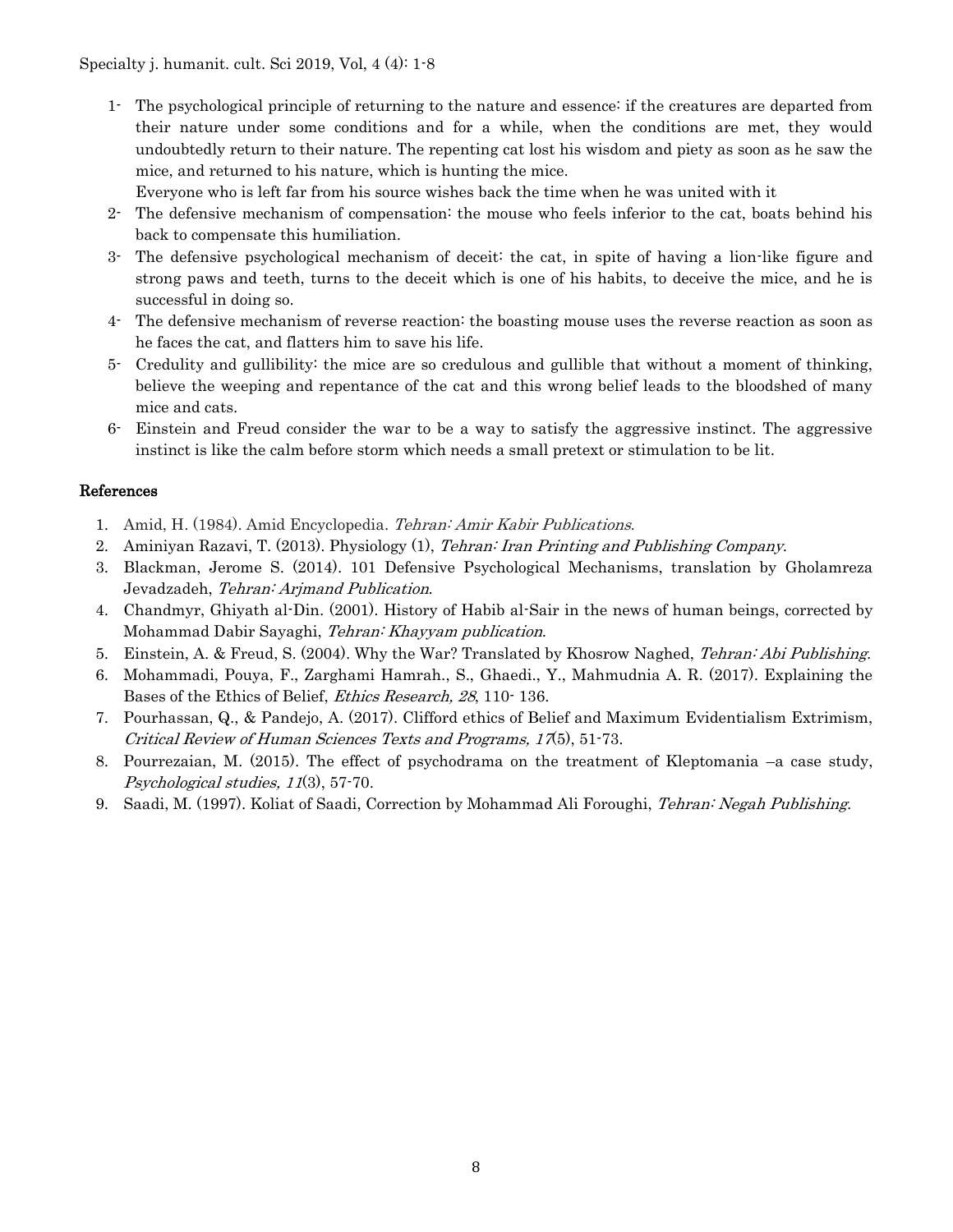1- The psychological principle of returning to the nature and essence: if the creatures are departed from their nature under some conditions and for a while, when the conditions are met, they would undoubtedly return to their nature. The repenting cat lost his wisdom and piety as soon as he saw the mice, and returned to his nature, which is hunting the mice.
   Everyone who is left far from his source wishes back the time when he was united with it
2- The defensive mechanism of compensation: the mouse who feels inferior to the cat, boats behind his back to compensate this humiliation.
3- The defensive psychological mechanism of deceit: the cat, in spite of having a lion-like figure and strong paws and teeth, turns to the deceit which is one of his habits, to deceive the mice, and he is successful in doing so.
4- The defensive mechanism of reverse reaction: the boasting mouse uses the reverse reaction as soon as he faces the cat, and flatters him to save his life.
5- Credulity and gullibility: the mice are so credulous and gullible that without a moment of thinking, believe the weeping and repentance of the cat and this wrong belief leads to the bloodshed of many mice and cats.
6- Einstein and Freud consider the war to be a way to satisfy the aggressive instinct. The aggressive instinct is like the calm before storm which needs a small pretext or stimulation to be lit.

## References

1. Amid, H. (1984). Amid Encyclopedia. *Tehran: Amir Kabir Publications*.
2. Aminiyan Razavi, T. (2013). Physiology (1), *Tehran: Iran Printing and Publishing Company*.
3. Blackman, Jerome S. (2014). 101 Defensive Psychological Mechanisms, translation by Gholamreza Jevadzadeh, *Tehran: Arjmand Publication*.
4. Chandmyr, Ghiyath al-Din. (2001). History of Habib al-Sair in the news of human beings, corrected by Mohammad Dabir Sayaghi, *Tehran: Khayyam publication*.
5. Einstein, A. & Freud, S. (2004). Why the War? Translated by Khosrow Naghed, *Tehran: Abi Publishing*.
6. Mohammadi, Pouya, F., Zarghami Hamrah., S., Ghaedi., Y., Mahmudnia A. R. (2017). Explaining the Bases of the Ethics of Belief, *Ethics Research, 28*, 110- 136.
7. Pourhassan, Q., & Pandejo, A. (2017). Clifford ethics of Belief and Maximum Evidentialism Extrimism, *Critical Review of Human Sciences Texts and Programs, 17*(5), 51-73.
8. Pourrezaian, M. (2015). The effect of psychodrama on the treatment of Kleptomania –a case study, *Psychological studies, 11*(3), 57-70.
9. Saadi, M. (1997). Koliat of Saadi, Correction by Mohammad Ali Foroughi, *Tehran: Negah Publishing*.